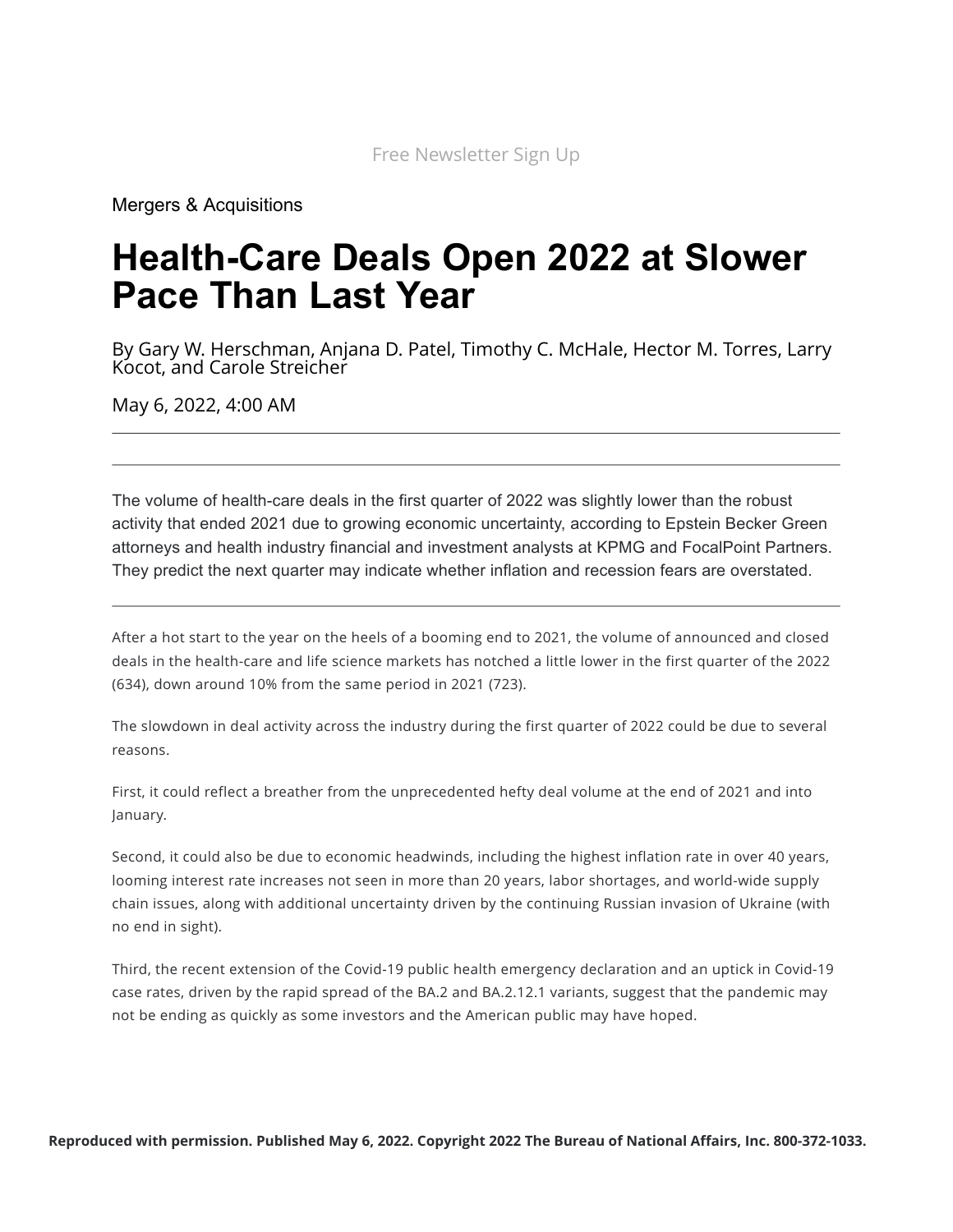Free Newsletter Sign Up

Mergers & Acquisitions

# Health-Care Deals Open 2022 at Slower Pace Than Last Year

By Gary W. Herschman, Anjana D. Patel, Timothy C. McHale, Hector M. Torres, Larry Kocot, and Carole Streicher

May 6, 2022, 4:00 AM

---

The volume of health-care deals in the first quarter of 2022 was slightly lower than the robust activity that ended 2021 due to growing economic uncertainty, according to Epstein Becker Green attorneys and health industry financial and investment analysts at KPMG and FocalPoint Partners. They predict the next quarter may indicate whether inflation and recession fears are overstated.

---

After a hot start to the year on the heels of a booming end to 2021, the volume of announced and closed deals in the health-care and life science markets has notched a little lower in the first quarter of the 2022 (634), down around 10% from the same period in 2021 (723).

The slowdown in deal activity across the industry during the first quarter of 2022 could be due to several reasons.

First, it could reflect a breather from the unprecedented hefty deal volume at the end of 2021 and into January.

Second, it could also be due to economic headwinds, including the highest inflation rate in over 40 years, looming interest rate increases not seen in more than 20 years, labor shortages, and world-wide supply chain issues, along with additional uncertainty driven by the continuing Russian invasion of Ukraine (with no end in sight).

Third, the recent extension of the Covid-19 public health emergency declaration and an uptick in Covid-19 case rates, driven by the rapid spread of the BA.2 and BA.2.12.1 variants, suggest that the pandemic may not be ending as quickly as some investors and the American public may have hoped.

**Reproduced with permission. Published May 6, 2022. Copyright 2022 The Bureau of National Affairs, Inc. 800-372-1033.**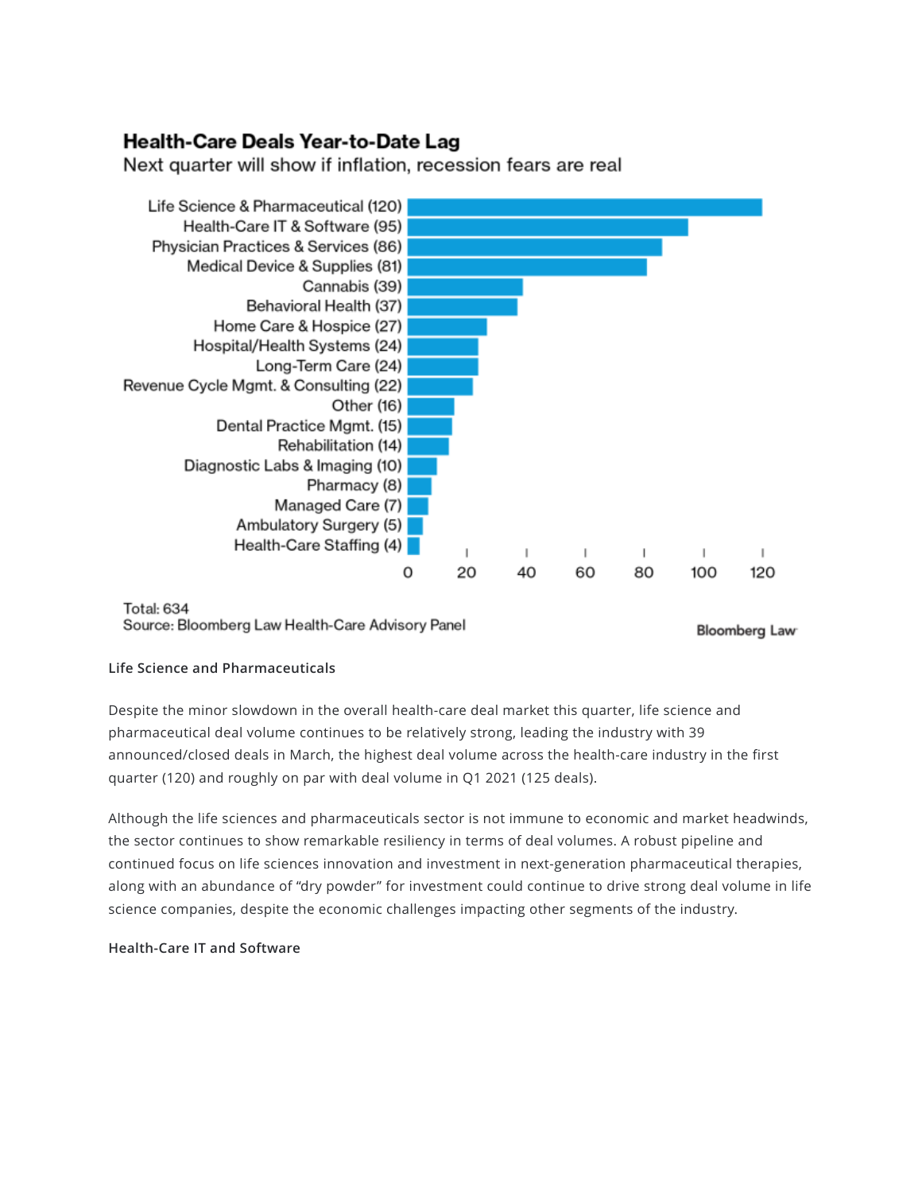**Health-Care Deals Year-to-Date Lag**

Next quarter will show if inflation, recession fears are real

| Sector | Deals |
|---|---|
| Life Science & Pharmaceutical | 120 |
| Health-Care IT & Software | 95 |
| Physician Practices & Services | 86 |
| Medical Device & Supplies | 81 |
| Cannabis | 39 |
| Behavioral Health | 37 |
| Home Care & Hospice | 27 |
| Hospital/Health Systems | 24 |
| Long-Term Care | 24 |
| Revenue Cycle Mgmt. & Consulting | 22 |
| Other | 16 |
| Dental Practice Mgmt. | 15 |
| Rehabilitation | 14 |
| Diagnostic Labs & Imaging | 10 |
| Pharmacy | 8 |
| Managed Care | 7 |
| Ambulatory Surgery | 5 |
| Health-Care Staffing | 4 |

Total: 634

Source: Bloomberg Law Health-Care Advisory Panel

Bloomberg Law

**Life Science and Pharmaceuticals**

Despite the minor slowdown in the overall health-care deal market this quarter, life science and pharmaceutical deal volume continues to be relatively strong, leading the industry with 39 announced/closed deals in March, the highest deal volume across the health-care industry in the first quarter (120) and roughly on par with deal volume in Q1 2021 (125 deals).

Although the life sciences and pharmaceuticals sector is not immune to economic and market headwinds, the sector continues to show remarkable resiliency in terms of deal volumes. A robust pipeline and continued focus on life sciences innovation and investment in next-generation pharmaceutical therapies, along with an abundance of "dry powder" for investment could continue to drive strong deal volume in life science companies, despite the economic challenges impacting other segments of the industry.

**Health-Care IT and Software**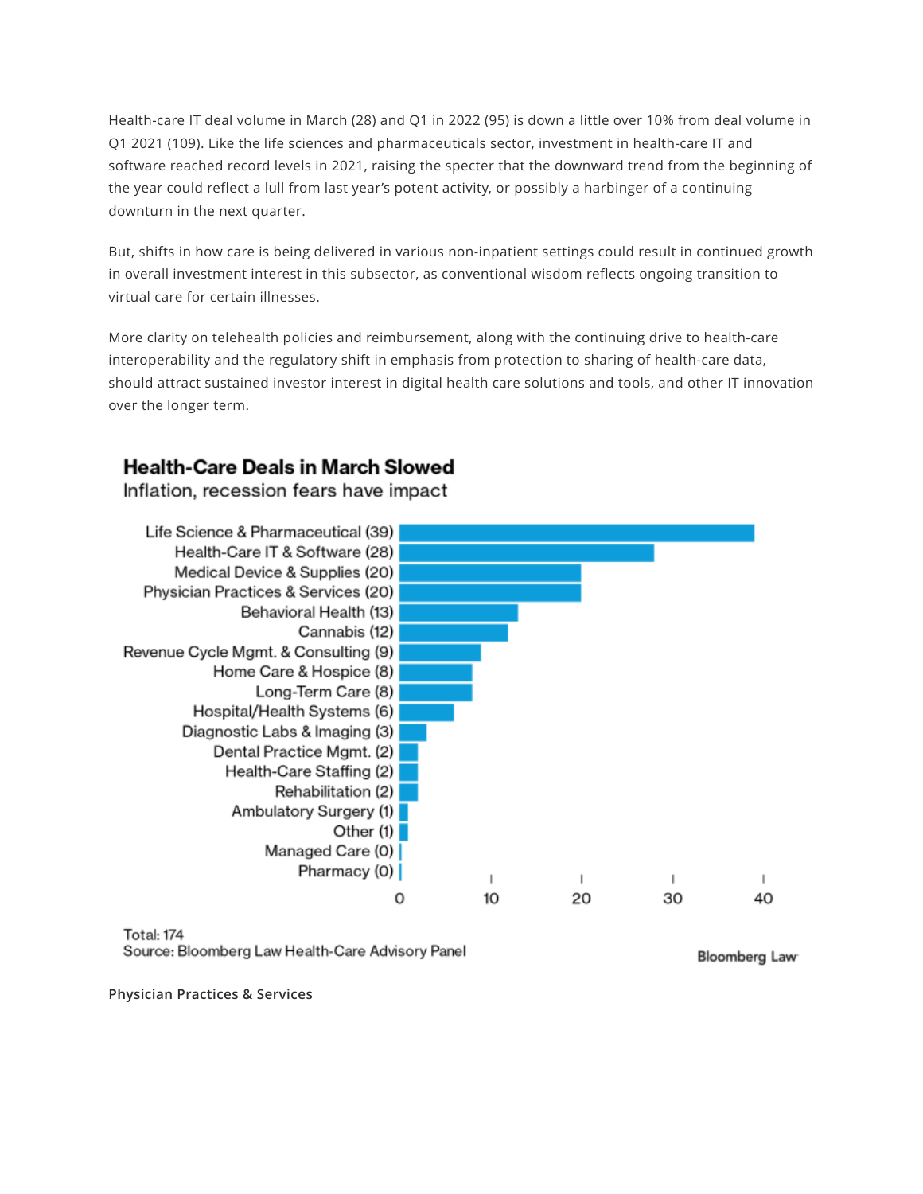Health-care IT deal volume in March (28) and Q1 in 2022 (95) is down a little over 10% from deal volume in Q1 2021 (109). Like the life sciences and pharmaceuticals sector, investment in health-care IT and software reached record levels in 2021, raising the specter that the downward trend from the beginning of the year could reflect a lull from last year's potent activity, or possibly a harbinger of a continuing downturn in the next quarter.

But, shifts in how care is being delivered in various non-inpatient settings could result in continued growth in overall investment interest in this subsector, as conventional wisdom reflects ongoing transition to virtual care for certain illnesses.

More clarity on telehealth policies and reimbursement, along with the continuing drive to health-care interoperability and the regulatory shift in emphasis from protection to sharing of health-care data, should attract sustained investor interest in digital health care solutions and tools, and other IT innovation over the longer term.

**Health-Care Deals in March Slowed**

Inflation, recession fears have impact

| Sector | Deals |
| --- | --- |
| Life Science & Pharmaceutical | 39 |
| Health-Care IT & Software | 28 |
| Medical Device & Supplies | 20 |
| Physician Practices & Services | 20 |
| Behavioral Health | 13 |
| Cannabis | 12 |
| Revenue Cycle Mgmt. & Consulting | 9 |
| Home Care & Hospice | 8 |
| Long-Term Care | 8 |
| Hospital/Health Systems | 6 |
| Diagnostic Labs & Imaging | 3 |
| Dental Practice Mgmt. | 2 |
| Health-Care Staffing | 2 |
| Rehabilitation | 2 |
| Ambulatory Surgery | 1 |
| Other | 1 |
| Managed Care | 0 |
| Pharmacy | 0 |

Total: 174

Source: Bloomberg Law Health-Care Advisory Panel

Bloomberg Law

**Physician Practices & Services**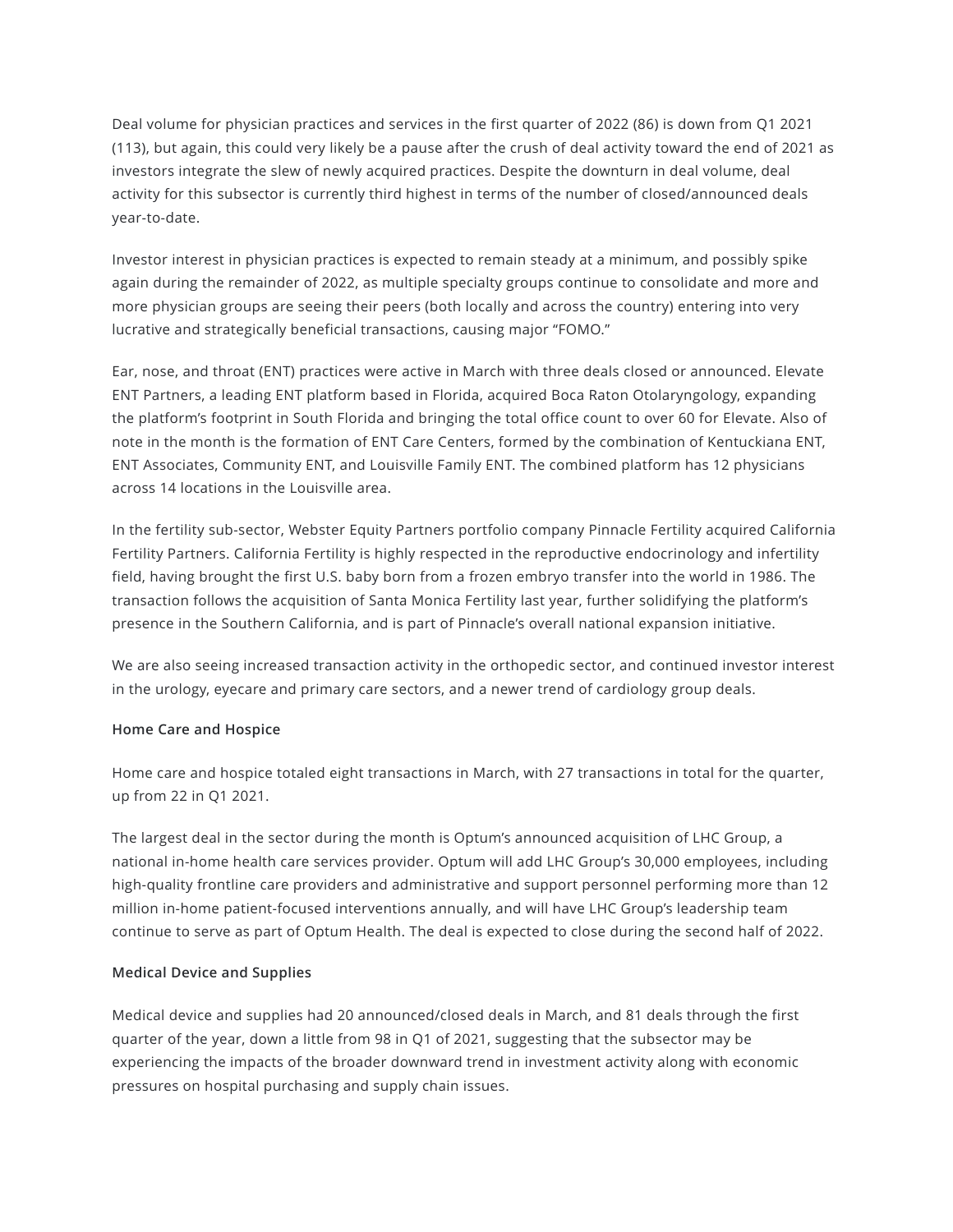Deal volume for physician practices and services in the first quarter of 2022 (86) is down from Q1 2021 (113), but again, this could very likely be a pause after the crush of deal activity toward the end of 2021 as investors integrate the slew of newly acquired practices. Despite the downturn in deal volume, deal activity for this subsector is currently third highest in terms of the number of closed/announced deals year-to-date.

Investor interest in physician practices is expected to remain steady at a minimum, and possibly spike again during the remainder of 2022, as multiple specialty groups continue to consolidate and more and more physician groups are seeing their peers (both locally and across the country) entering into very lucrative and strategically beneficial transactions, causing major "FOMO."

Ear, nose, and throat (ENT) practices were active in March with three deals closed or announced. Elevate ENT Partners, a leading ENT platform based in Florida, acquired Boca Raton Otolaryngology, expanding the platform's footprint in South Florida and bringing the total office count to over 60 for Elevate. Also of note in the month is the formation of ENT Care Centers, formed by the combination of Kentuckiana ENT, ENT Associates, Community ENT, and Louisville Family ENT. The combined platform has 12 physicians across 14 locations in the Louisville area.

In the fertility sub-sector, Webster Equity Partners portfolio company Pinnacle Fertility acquired California Fertility Partners. California Fertility is highly respected in the reproductive endocrinology and infertility field, having brought the first U.S. baby born from a frozen embryo transfer into the world in 1986. The transaction follows the acquisition of Santa Monica Fertility last year, further solidifying the platform's presence in the Southern California, and is part of Pinnacle's overall national expansion initiative.

We are also seeing increased transaction activity in the orthopedic sector, and continued investor interest in the urology, eyecare and primary care sectors, and a newer trend of cardiology group deals.

**Home Care and Hospice**

Home care and hospice totaled eight transactions in March, with 27 transactions in total for the quarter, up from 22 in Q1 2021.

The largest deal in the sector during the month is Optum's announced acquisition of LHC Group, a national in-home health care services provider. Optum will add LHC Group's 30,000 employees, including high-quality frontline care providers and administrative and support personnel performing more than 12 million in-home patient-focused interventions annually, and will have LHC Group's leadership team continue to serve as part of Optum Health. The deal is expected to close during the second half of 2022.

**Medical Device and Supplies**

Medical device and supplies had 20 announced/closed deals in March, and 81 deals through the first quarter of the year, down a little from 98 in Q1 of 2021, suggesting that the subsector may be experiencing the impacts of the broader downward trend in investment activity along with economic pressures on hospital purchasing and supply chain issues.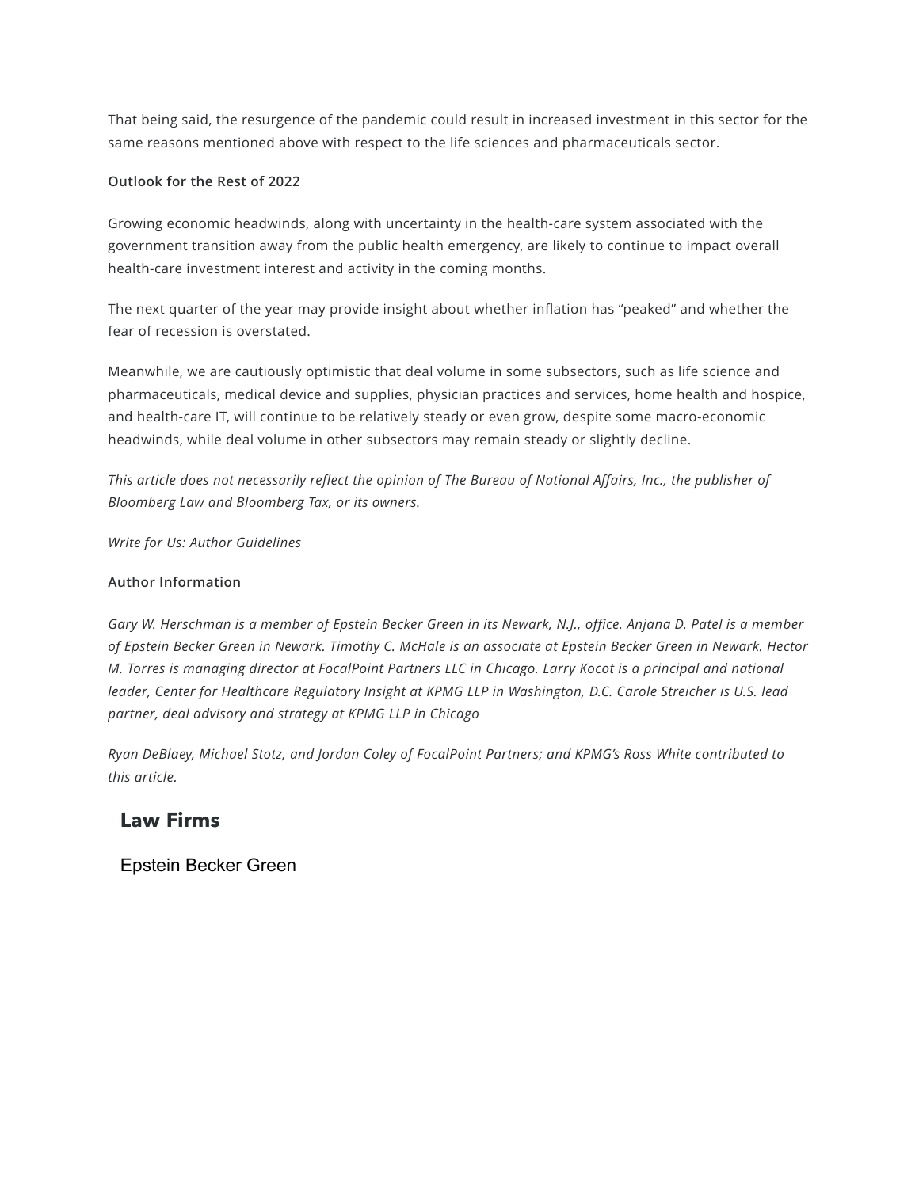That being said, the resurgence of the pandemic could result in increased investment in this sector for the same reasons mentioned above with respect to the life sciences and pharmaceuticals sector.

**Outlook for the Rest of 2022**

Growing economic headwinds, along with uncertainty in the health-care system associated with the government transition away from the public health emergency, are likely to continue to impact overall health-care investment interest and activity in the coming months.

The next quarter of the year may provide insight about whether inflation has “peaked” and whether the fear of recession is overstated.

Meanwhile, we are cautiously optimistic that deal volume in some subsectors, such as life science and pharmaceuticals, medical device and supplies, physician practices and services, home health and hospice, and health-care IT, will continue to be relatively steady or even grow, despite some macro-economic headwinds, while deal volume in other subsectors may remain steady or slightly decline.

*This article does not necessarily reflect the opinion of The Bureau of National Affairs, Inc., the publisher of Bloomberg Law and Bloomberg Tax, or its owners.*

*Write for Us: Author Guidelines*

**Author Information**

*Gary W. Herschman is a member of Epstein Becker Green in its Newark, N.J., office. Anjana D. Patel is a member of Epstein Becker Green in Newark. Timothy C. McHale is an associate at Epstein Becker Green in Newark. Hector M. Torres is managing director at FocalPoint Partners LLC in Chicago. Larry Kocot is a principal and national leader, Center for Healthcare Regulatory Insight at KPMG LLP in Washington, D.C. Carole Streicher is U.S. lead partner, deal advisory and strategy at KPMG LLP in Chicago*

*Ryan DeBlaey, Michael Stotz, and Jordan Coley of FocalPoint Partners; and KPMG’s Ross White contributed to this article.*

## Law Firms

Epstein Becker Green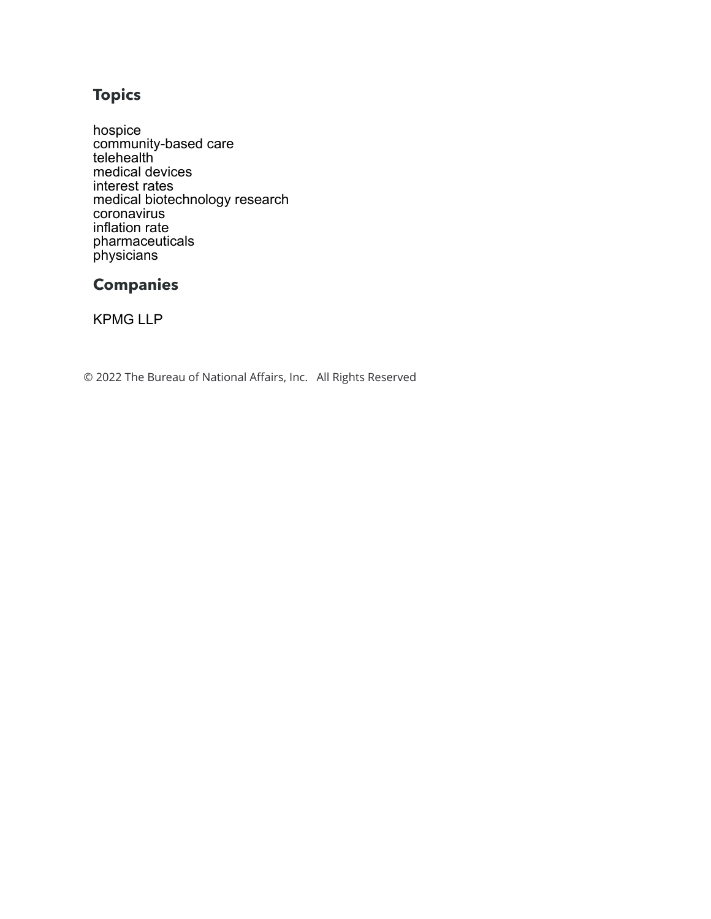## Topics

hospice
community-based care
telehealth
medical devices
interest rates
medical biotechnology research
coronavirus
inflation rate
pharmaceuticals
physicians

## Companies

KPMG LLP

© 2022 The Bureau of National Affairs, Inc. All Rights Reserved